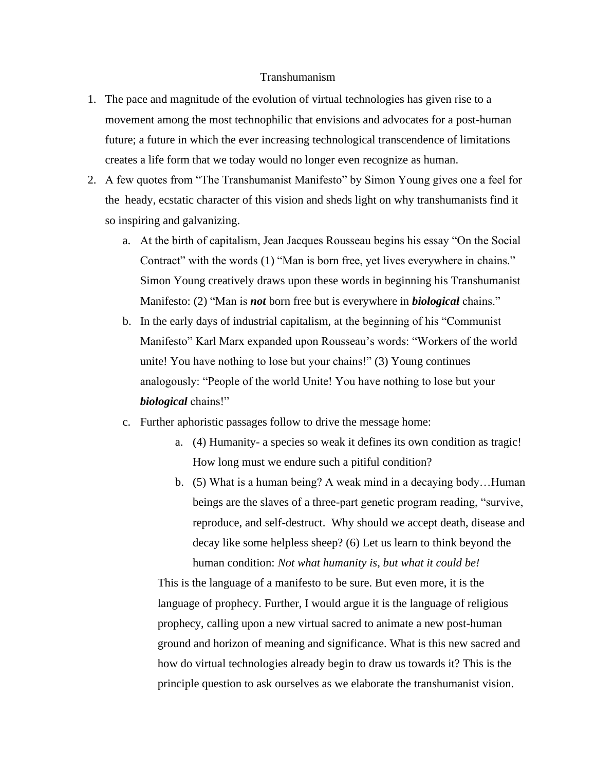# Transhumanism

1. The pace and magnitude of the evolution of virtual technologies has given rise to a movement among the most technophilic that envisions and advocates for a post-human future; a future in which the ever increasing technological transcendence of limitations creates a life form that we today would no longer even recognize as human.
2. A few quotes from "The Transhumanist Manifesto" by Simon Young gives one a feel for the heady, ecstatic character of this vision and sheds light on why transhumanists find it so inspiring and galvanizing.
   a. At the birth of capitalism, Jean Jacques Rousseau begins his essay "On the Social Contract" with the words (1) "Man is born free, yet lives everywhere in chains." Simon Young creatively draws upon these words in beginning his Transhumanist Manifesto: (2) "Man is ***not*** born free but is everywhere in ***biological*** chains."
   b. In the early days of industrial capitalism, at the beginning of his "Communist Manifesto" Karl Marx expanded upon Rousseau's words: "Workers of the world unite! You have nothing to lose but your chains!" (3) Young continues analogously: "People of the world Unite! You have nothing to lose but your ***biological*** chains!"
   c. Further aphoristic passages follow to drive the message home:
      a. (4) Humanity- a species so weak it defines its own condition as tragic! How long must we endure such a pitiful condition?
      b. (5) What is a human being? A weak mind in a decaying body…Human beings are the slaves of a three-part genetic program reading, "survive, reproduce, and self-destruct. Why should we accept death, disease and decay like some helpless sheep? (6) Let us learn to think beyond the human condition: *Not what humanity is, but what it could be!*

   This is the language of a manifesto to be sure. But even more, it is the language of prophecy. Further, I would argue it is the language of religious prophecy, calling upon a new virtual sacred to animate a new post-human ground and horizon of meaning and significance. What is this new sacred and how do virtual technologies already begin to draw us towards it? This is the principle question to ask ourselves as we elaborate the transhumanist vision.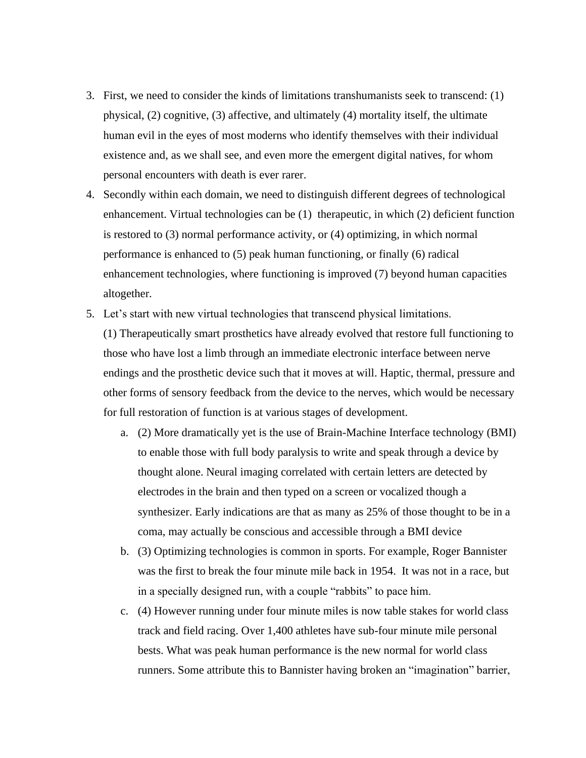3. First, we need to consider the kinds of limitations transhumanists seek to transcend: (1) physical, (2) cognitive, (3) affective, and ultimately (4) mortality itself, the ultimate human evil in the eyes of most moderns who identify themselves with their individual existence and, as we shall see, and even more the emergent digital natives, for whom personal encounters with death is ever rarer.
4. Secondly within each domain, we need to distinguish different degrees of technological enhancement. Virtual technologies can be (1) therapeutic, in which (2) deficient function is restored to (3) normal performance activity, or (4) optimizing, in which normal performance is enhanced to (5) peak human functioning, or finally (6) radical enhancement technologies, where functioning is improved (7) beyond human capacities altogether.
5. Let's start with new virtual technologies that transcend physical limitations.
   (1) Therapeutically smart prosthetics have already evolved that restore full functioning to those who have lost a limb through an immediate electronic interface between nerve endings and the prosthetic device such that it moves at will. Haptic, thermal, pressure and other forms of sensory feedback from the device to the nerves, which would be necessary for full restoration of function is at various stages of development.
   a. (2) More dramatically yet is the use of Brain-Machine Interface technology (BMI) to enable those with full body paralysis to write and speak through a device by thought alone. Neural imaging correlated with certain letters are detected by electrodes in the brain and then typed on a screen or vocalized though a synthesizer. Early indications are that as many as 25% of those thought to be in a coma, may actually be conscious and accessible through a BMI device
   b. (3) Optimizing technologies is common in sports. For example, Roger Bannister was the first to break the four minute mile back in 1954. It was not in a race, but in a specially designed run, with a couple "rabbits" to pace him.
   c. (4) However running under four minute miles is now table stakes for world class track and field racing. Over 1,400 athletes have sub-four minute mile personal bests. What was peak human performance is the new normal for world class runners. Some attribute this to Bannister having broken an "imagination" barrier,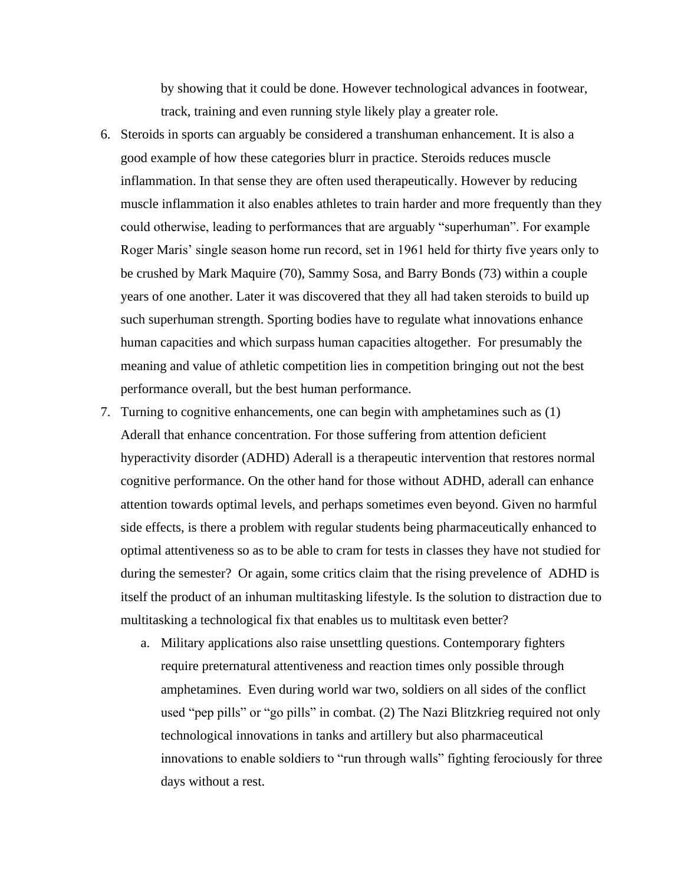by showing that it could be done. However technological advances in footwear, track, training and even running style likely play a greater role.

6. Steroids in sports can arguably be considered a transhuman enhancement. It is also a good example of how these categories blurr in practice. Steroids reduces muscle inflammation. In that sense they are often used therapeutically. However by reducing muscle inflammation it also enables athletes to train harder and more frequently than they could otherwise, leading to performances that are arguably "superhuman". For example Roger Maris' single season home run record, set in 1961 held for thirty five years only to be crushed by Mark Maquire (70), Sammy Sosa, and Barry Bonds (73) within a couple years of one another. Later it was discovered that they all had taken steroids to build up such superhuman strength. Sporting bodies have to regulate what innovations enhance human capacities and which surpass human capacities altogether. For presumably the meaning and value of athletic competition lies in competition bringing out not the best performance overall, but the best human performance.
7. Turning to cognitive enhancements, one can begin with amphetamines such as (1) Aderall that enhance concentration. For those suffering from attention deficient hyperactivity disorder (ADHD) Aderall is a therapeutic intervention that restores normal cognitive performance. On the other hand for those without ADHD, aderall can enhance attention towards optimal levels, and perhaps sometimes even beyond. Given no harmful side effects, is there a problem with regular students being pharmaceutically enhanced to optimal attentiveness so as to be able to cram for tests in classes they have not studied for during the semester? Or again, some critics claim that the rising prevelence of ADHD is itself the product of an inhuman multitasking lifestyle. Is the solution to distraction due to multitasking a technological fix that enables us to multitask even better?
    a. Military applications also raise unsettling questions. Contemporary fighters require preternatural attentiveness and reaction times only possible through amphetamines. Even during world war two, soldiers on all sides of the conflict used "pep pills" or "go pills" in combat. (2) The Nazi Blitzkrieg required not only technological innovations in tanks and artillery but also pharmaceutical innovations to enable soldiers to "run through walls" fighting ferociously for three days without a rest.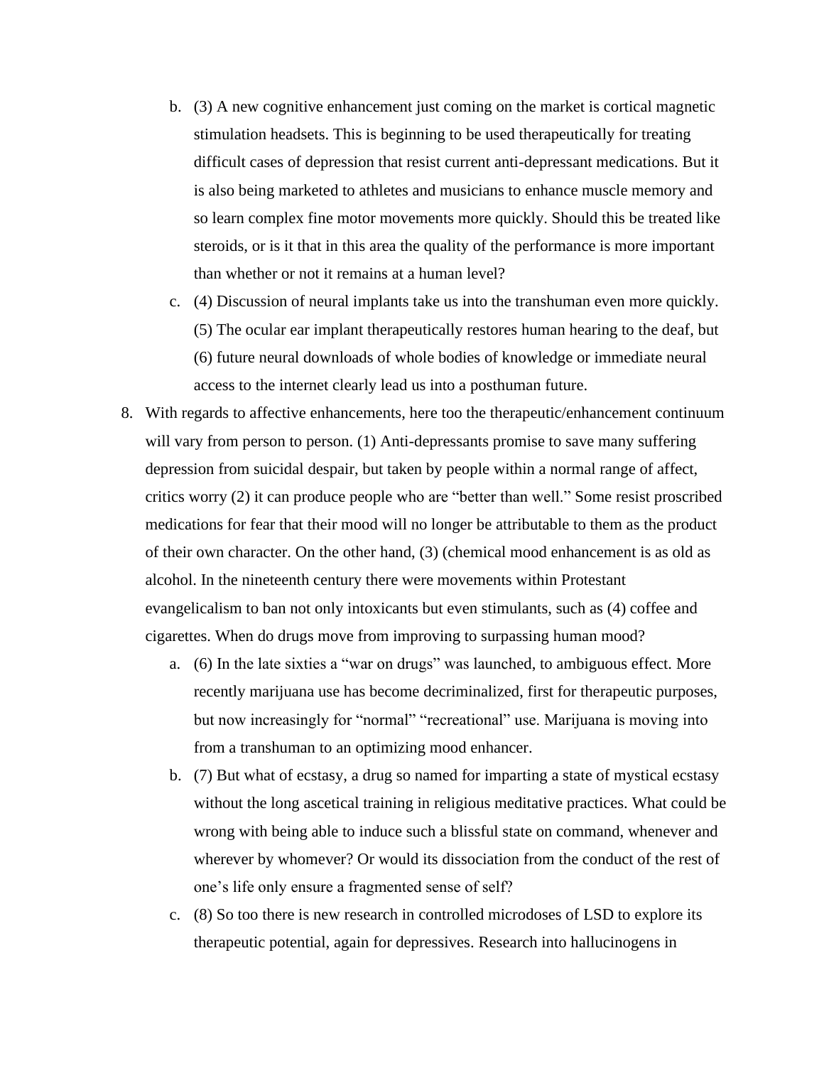b. (3) A new cognitive enhancement just coming on the market is cortical magnetic stimulation headsets. This is beginning to be used therapeutically for treating difficult cases of depression that resist current anti-depressant medications. But it is also being marketed to athletes and musicians to enhance muscle memory and so learn complex fine motor movements more quickly. Should this be treated like steroids, or is it that in this area the quality of the performance is more important than whether or not it remains at a human level?

c. (4) Discussion of neural implants take us into the transhuman even more quickly. (5) The ocular ear implant therapeutically restores human hearing to the deaf, but (6) future neural downloads of whole bodies of knowledge or immediate neural access to the internet clearly lead us into a posthuman future.

8. With regards to affective enhancements, here too the therapeutic/enhancement continuum will vary from person to person. (1) Anti-depressants promise to save many suffering depression from suicidal despair, but taken by people within a normal range of affect, critics worry (2) it can produce people who are "better than well." Some resist proscribed medications for fear that their mood will no longer be attributable to them as the product of their own character. On the other hand, (3) (chemical mood enhancement is as old as alcohol. In the nineteenth century there were movements within Protestant evangelicalism to ban not only intoxicants but even stimulants, such as (4) coffee and cigarettes. When do drugs move from improving to surpassing human mood?

    a. (6) In the late sixties a "war on drugs" was launched, to ambiguous effect. More recently marijuana use has become decriminalized, first for therapeutic purposes, but now increasingly for "normal" "recreational" use. Marijuana is moving into from a transhuman to an optimizing mood enhancer.

    b. (7) But what of ecstasy, a drug so named for imparting a state of mystical ecstasy without the long ascetical training in religious meditative practices. What could be wrong with being able to induce such a blissful state on command, whenever and wherever by whomever? Or would its dissociation from the conduct of the rest of one's life only ensure a fragmented sense of self?

    c. (8) So too there is new research in controlled microdoses of LSD to explore its therapeutic potential, again for depressives. Research into hallucinogens in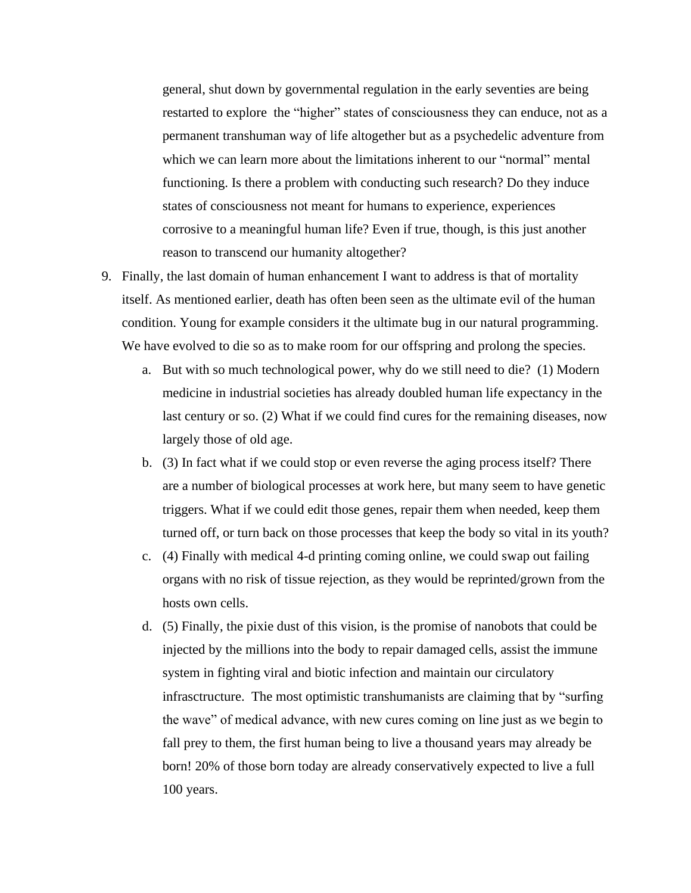general, shut down by governmental regulation in the early seventies are being restarted to explore the "higher" states of consciousness they can enduce, not as a permanent transhuman way of life altogether but as a psychedelic adventure from which we can learn more about the limitations inherent to our "normal" mental functioning. Is there a problem with conducting such research? Do they induce states of consciousness not meant for humans to experience, experiences corrosive to a meaningful human life? Even if true, though, is this just another reason to transcend our humanity altogether?

9. Finally, the last domain of human enhancement I want to address is that of mortality itself. As mentioned earlier, death has often been seen as the ultimate evil of the human condition. Young for example considers it the ultimate bug in our natural programming. We have evolved to die so as to make room for our offspring and prolong the species.
    a. But with so much technological power, why do we still need to die? (1) Modern medicine in industrial societies has already doubled human life expectancy in the last century or so. (2) What if we could find cures for the remaining diseases, now largely those of old age.
    b. (3) In fact what if we could stop or even reverse the aging process itself? There are a number of biological processes at work here, but many seem to have genetic triggers. What if we could edit those genes, repair them when needed, keep them turned off, or turn back on those processes that keep the body so vital in its youth?
    c. (4) Finally with medical 4-d printing coming online, we could swap out failing organs with no risk of tissue rejection, as they would be reprinted/grown from the hosts own cells.
    d. (5) Finally, the pixie dust of this vision, is the promise of nanobots that could be injected by the millions into the body to repair damaged cells, assist the immune system in fighting viral and biotic infection and maintain our circulatory infrasctructure. The most optimistic transhumanists are claiming that by "surfing the wave" of medical advance, with new cures coming on line just as we begin to fall prey to them, the first human being to live a thousand years may already be born! 20% of those born today are already conservatively expected to live a full 100 years.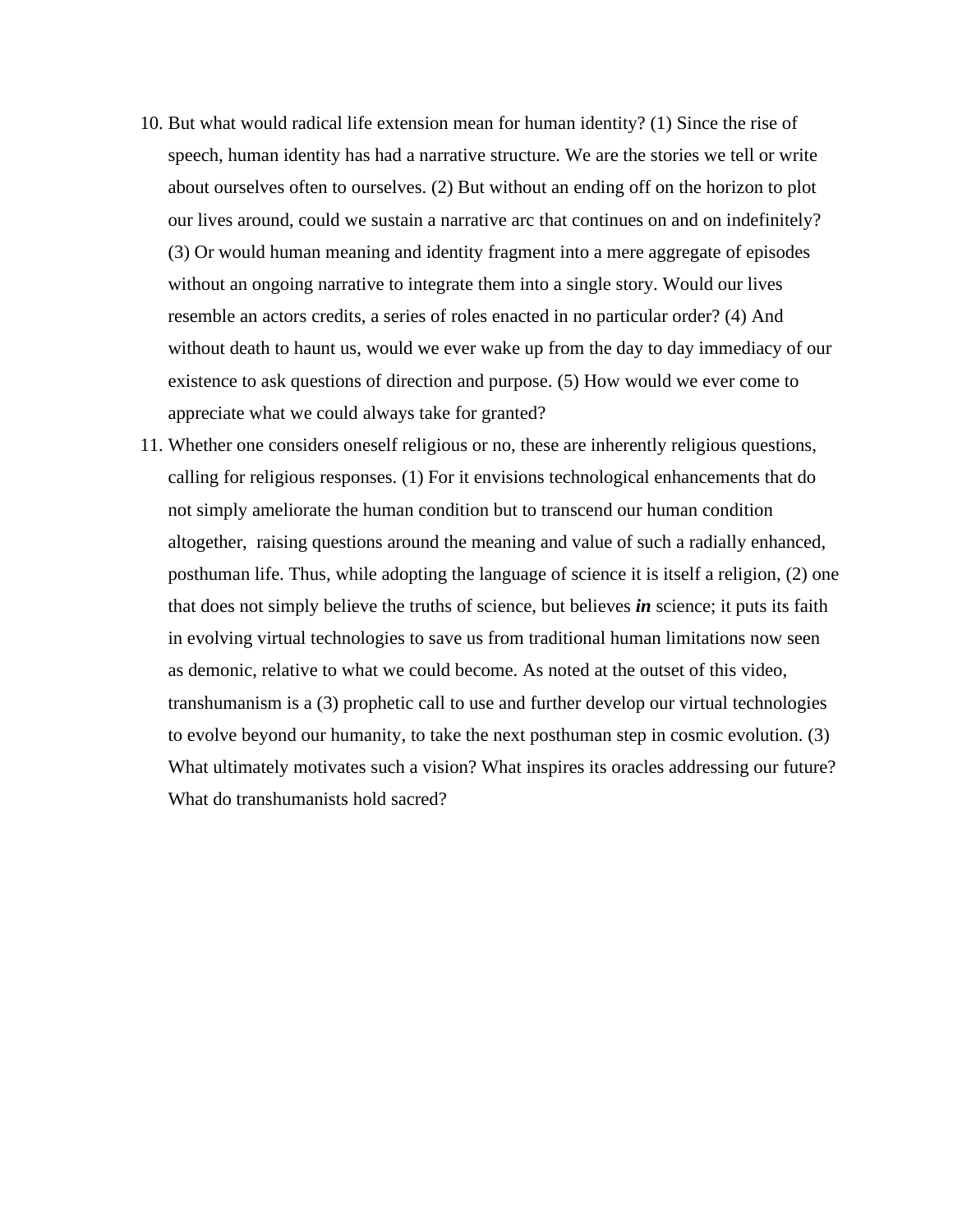10. But what would radical life extension mean for human identity? (1) Since the rise of speech, human identity has had a narrative structure. We are the stories we tell or write about ourselves often to ourselves. (2) But without an ending off on the horizon to plot our lives around, could we sustain a narrative arc that continues on and on indefinitely? (3) Or would human meaning and identity fragment into a mere aggregate of episodes without an ongoing narrative to integrate them into a single story. Would our lives resemble an actors credits, a series of roles enacted in no particular order? (4) And without death to haunt us, would we ever wake up from the day to day immediacy of our existence to ask questions of direction and purpose. (5) How would we ever come to appreciate what we could always take for granted?
11. Whether one considers oneself religious or no, these are inherently religious questions, calling for religious responses. (1) For it envisions technological enhancements that do not simply ameliorate the human condition but to transcend our human condition altogether, raising questions around the meaning and value of such a radially enhanced, posthuman life. Thus, while adopting the language of science it is itself a religion, (2) one that does not simply believe the truths of science, but believes ***in*** science; it puts its faith in evolving virtual technologies to save us from traditional human limitations now seen as demonic, relative to what we could become. As noted at the outset of this video, transhumanism is a (3) prophetic call to use and further develop our virtual technologies to evolve beyond our humanity, to take the next posthuman step in cosmic evolution. (3) What ultimately motivates such a vision? What inspires its oracles addressing our future? What do transhumanists hold sacred?